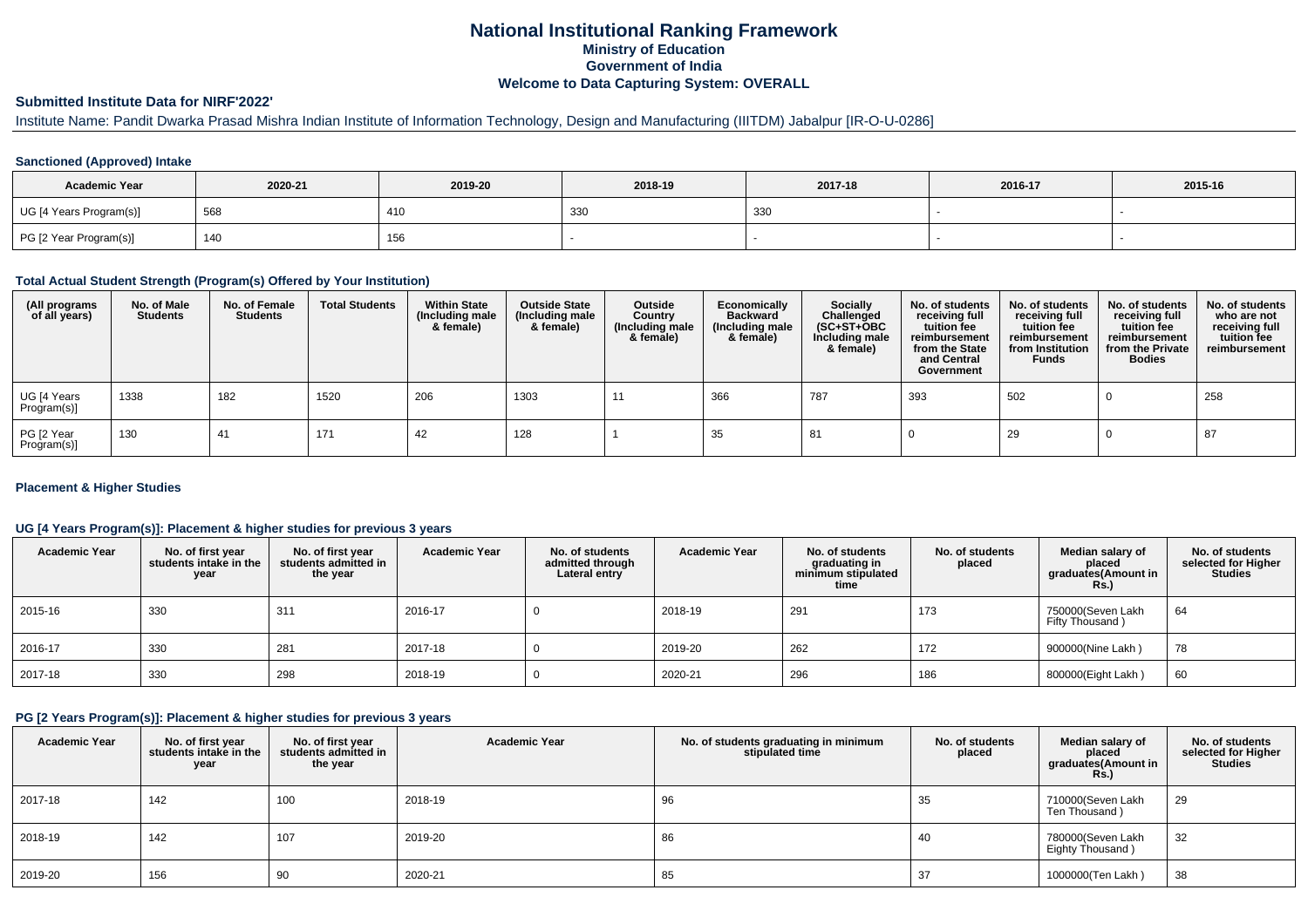# National Institutional Ranking Framework
## Ministry of Education
## Government of India
## Welcome to Data Capturing System: OVERALL

### Submitted Institute Data for NIRF'2022'

Institute Name: Pandit Dwarka Prasad Mishra Indian Institute of Information Technology, Design and Manufacturing (IIITDM) Jabalpur [IR-O-U-0286]

#### Sanctioned (Approved) Intake

| Academic Year | 2020-21 | 2019-20 | 2018-19 | 2017-18 | 2016-17 | 2015-16 |
|---|---|---|---|---|---|---|
| UG [4 Years Program(s)] | 568 | 410 | 330 | 330 | - | - |
| PG [2 Year Program(s)] | 140 | 156 | - | - | - | - |

#### Total Actual Student Strength (Program(s) Offered by Your Institution)

| (All programs of all years) | No. of Male Students | No. of Female Students | Total Students | Within State (Including male & female) | Outside State (Including male & female) | Outside Country (Including male & female) | Economically Backward (Including male & female) | Socially Challenged (SC+ST+OBC Including male & female) | No. of students receiving full tuition fee reimbursement from the State and Central Government | No. of students receiving full tuition fee reimbursement from Institution Funds | No. of students receiving full tuition fee reimbursement from the Private Bodies | No. of students who are not receiving full tuition fee reimbursement |
|---|---|---|---|---|---|---|---|---|---|---|---|---|
| UG [4 Years Program(s)] | 1338 | 182 | 1520 | 206 | 1303 | 11 | 366 | 787 | 393 | 502 | 0 | 258 |
| PG [2 Year Program(s)] | 130 | 41 | 171 | 42 | 128 | 1 | 35 | 81 | 0 | 29 | 0 | 87 |

#### Placement & Higher Studies

#### UG [4 Years Program(s)]: Placement & higher studies for previous 3 years

| Academic Year | No. of first year students intake in the year | No. of first year students admitted in the year | Academic Year | No. of students admitted through Lateral entry | Academic Year | No. of students graduating in minimum stipulated time | No. of students placed | Median salary of placed graduates(Amount in Rs.) | No. of students selected for Higher Studies |
|---|---|---|---|---|---|---|---|---|---|
| 2015-16 | 330 | 311 | 2016-17 | 0 | 2018-19 | 291 | 173 | 750000(Seven Lakh Fifty Thousand ) | 64 |
| 2016-17 | 330 | 281 | 2017-18 | 0 | 2019-20 | 262 | 172 | 900000(Nine Lakh ) | 78 |
| 2017-18 | 330 | 298 | 2018-19 | 0 | 2020-21 | 296 | 186 | 800000(Eight Lakh ) | 60 |

#### PG [2 Years Program(s)]: Placement & higher studies for previous 3 years

| Academic Year | No. of first year students intake in the year | No. of first year students admitted in the year | Academic Year | No. of students graduating in minimum stipulated time | No. of students placed | Median salary of placed graduates(Amount in Rs.) | No. of students selected for Higher Studies |
|---|---|---|---|---|---|---|---|
| 2017-18 | 142 | 100 | 2018-19 | 96 | 35 | 710000(Seven Lakh Ten Thousand ) | 29 |
| 2018-19 | 142 | 107 | 2019-20 | 86 | 40 | 780000(Seven Lakh Eighty Thousand ) | 32 |
| 2019-20 | 156 | 90 | 2020-21 | 85 | 37 | 1000000(Ten Lakh ) | 38 |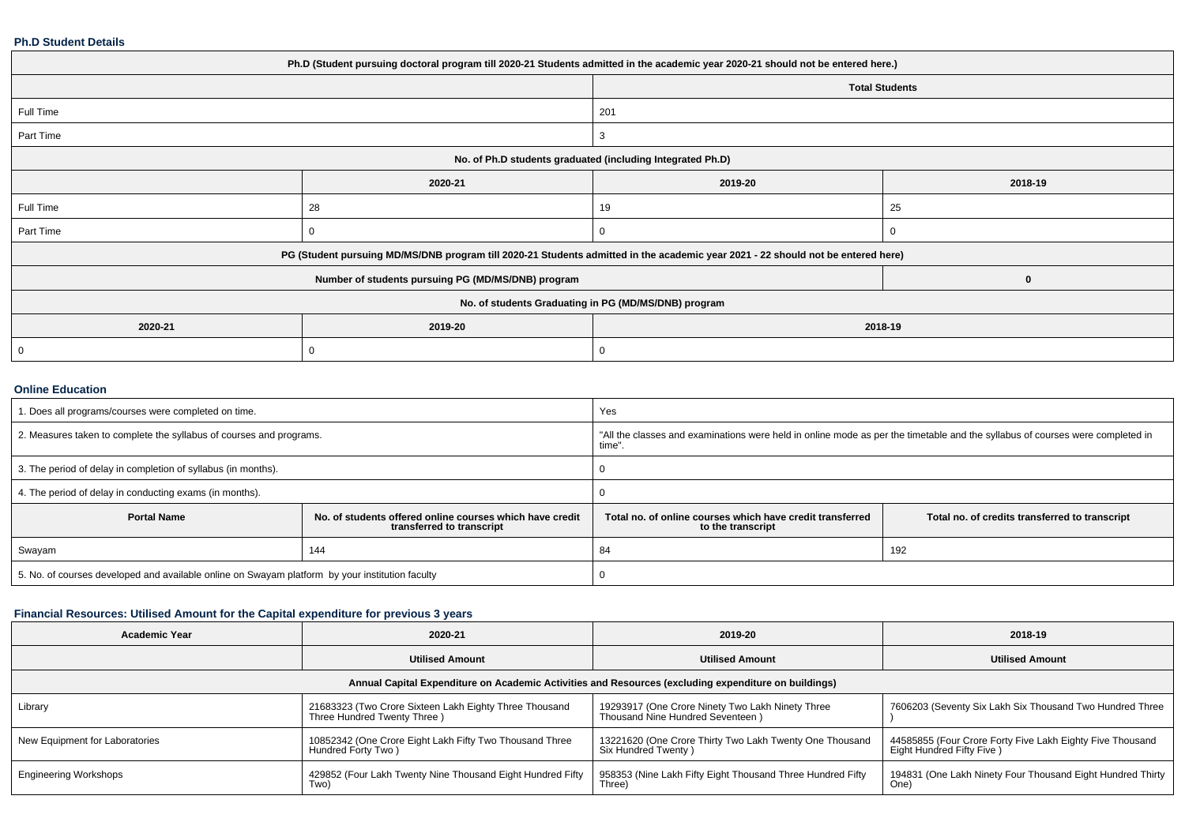#### Ph.D Student Details

| Ph.D (Student pursuing doctoral program till 2020-21 Students admitted in the academic year 2020-21 should not be entered here.) | | | |
|---|---|---|---|
| | | Total Students | |
| Full Time | | 201 | |
| Part Time | | 3 | |
| No. of Ph.D students graduated (including Integrated Ph.D) | | | |
| | 2020-21 | 2019-20 | 2018-19 |
| Full Time | 28 | 19 | 25 |
| Part Time | 0 | 0 | 0 |
| PG (Student pursuing MD/MS/DNB program till 2020-21 Students admitted in the academic year 2021 - 22 should not be entered here) | | | |
| Number of students pursuing PG (MD/MS/DNB) program | | | 0 |
| No. of students Graduating in PG (MD/MS/DNB) program | | | |
| 2020-21 | 2019-20 | 2018-19 | |
| 0 | 0 | 0 | |

#### Online Education

| 1. Does all programs/courses were completed on time. | | Yes | |
|---|---|---|---|
| 2. Measures taken to complete the syllabus of courses and programs. | | "All the classes and examinations were held in online mode as per the timetable and the syllabus of courses were completed in time". | |
| 3. The period of delay in completion of syllabus (in months). | | 0 | |
| 4. The period of delay in conducting exams (in months). | | 0 | |
| **Portal Name** | **No. of students offered online courses which have credit transferred to transcript** | **Total no. of online courses which have credit transferred to the transcript** | **Total no. of credits transferred to transcript** |
| Swayam | 144 | 84 | 192 |
| 5. No. of courses developed and available online on Swayam platform by your institution faculty | | 0 | |

#### Financial Resources: Utilised Amount for the Capital expenditure for previous 3 years

| Academic Year | 2020-21 | 2019-20 | 2018-19 |
|---|---|---|---|
| | Utilised Amount | Utilised Amount | Utilised Amount |
| Annual Capital Expenditure on Academic Activities and Resources (excluding expenditure on buildings) | | | |
| Library | 21683323 (Two Crore Sixteen Lakh Eighty Three Thousand Three Hundred Twenty Three ) | 19293917 (One Crore Ninety Two Lakh Ninety Three Thousand Nine Hundred Seventeen ) | 7606203 (Seventy Six Lakh Six Thousand Two Hundred Three ) |
| New Equipment for Laboratories | 10852342 (One Crore Eight Lakh Fifty Two Thousand Three Hundred Forty Two ) | 13221620 (One Crore Thirty Two Lakh Twenty One Thousand Six Hundred Twenty ) | 44585855 (Four Crore Forty Five Lakh Eighty Five Thousand Eight Hundred Fifty Five ) |
| Engineering Workshops | 429852 (Four Lakh Twenty Nine Thousand Eight Hundred Fifty Two) | 958353 (Nine Lakh Fifty Eight Thousand Three Hundred Fifty Three) | 194831 (One Lakh Ninety Four Thousand Eight Hundred Thirty One) |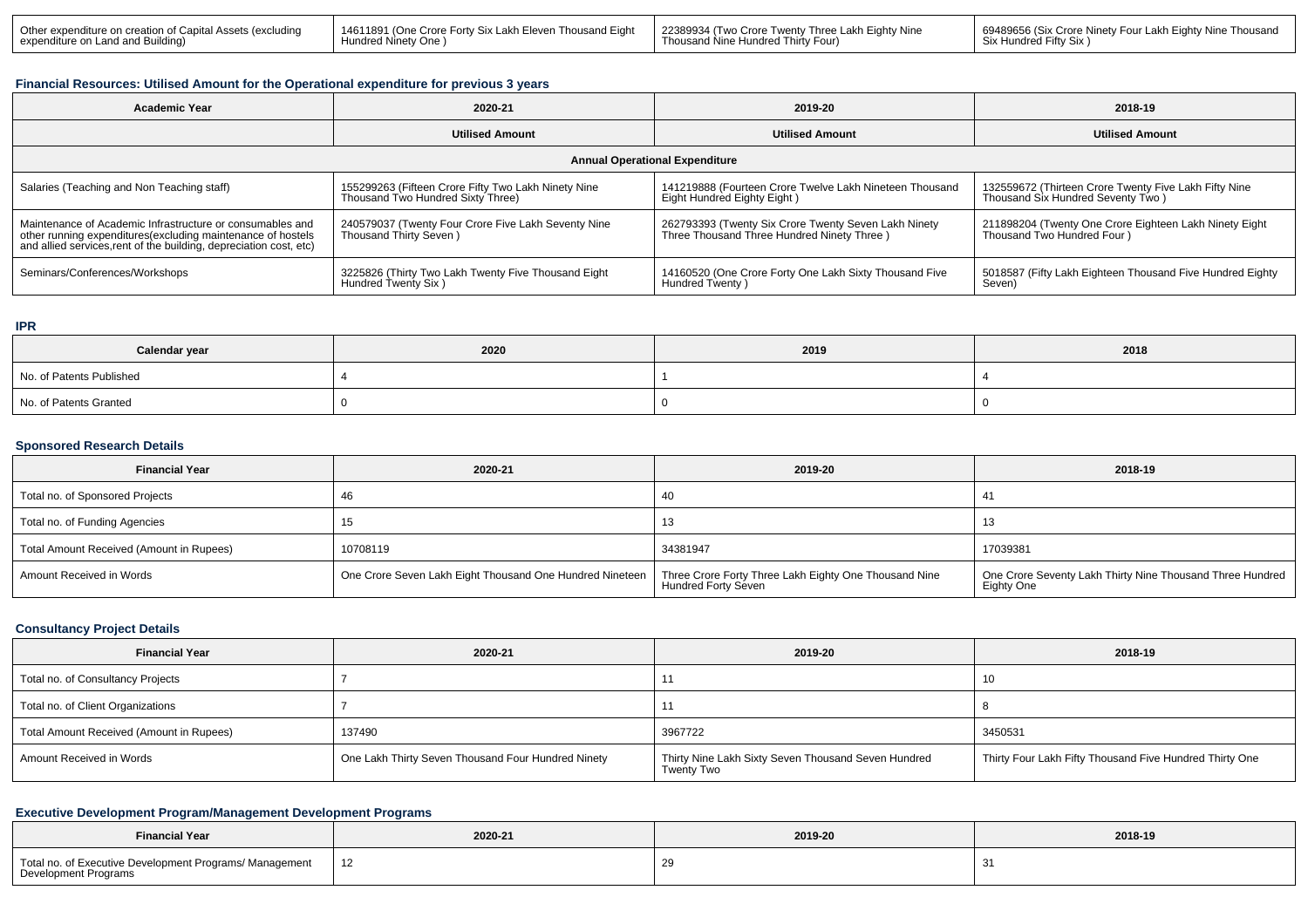| Other expenditure on creation of Capital Assets (excluding expenditure on Land and Building) | 14611891 (One Crore Forty Six Lakh Eleven Thousand Eight Hundred Ninety One ) | 22389934 (Two Crore Twenty Three Lakh Eighty Nine Thousand Nine Hundred Thirty Four) | 69489656 (Six Crore Ninety Four Lakh Eighty Nine Thousand Six Hundred Fifty Six ) |
|---|---|---|---|

### Financial Resources: Utilised Amount for the Operational expenditure for previous 3 years

| Academic Year | 2020-21 | 2019-20 | 2018-19 |
|---|---|---|---|
| | Utilised Amount | Utilised Amount | Utilised Amount |
| Annual Operational Expenditure | | | |
| Salaries (Teaching and Non Teaching staff) | 155299263 (Fifteen Crore Fifty Two Lakh Ninety Nine Thousand Two Hundred Sixty Three) | 141219888 (Fourteen Crore Twelve Lakh Nineteen Thousand Eight Hundred Eighty Eight ) | 132559672 (Thirteen Crore Twenty Five Lakh Fifty Nine Thousand Six Hundred Seventy Two ) |
| Maintenance of Academic Infrastructure or consumables and other running expenditures(excluding maintenance of hostels and allied services,rent of the building, depreciation cost, etc) | 240579037 (Twenty Four Crore Five Lakh Seventy Nine Thousand Thirty Seven ) | 262793393 (Twenty Six Crore Twenty Seven Lakh Ninety Three Thousand Three Hundred Ninety Three ) | 211898204 (Twenty One Crore Eighteen Lakh Ninety Eight Thousand Two Hundred Four ) |
| Seminars/Conferences/Workshops | 3225826 (Thirty Two Lakh Twenty Five Thousand Eight Hundred Twenty Six ) | 14160520 (One Crore Forty One Lakh Sixty Thousand Five Hundred Twenty ) | 5018587 (Fifty Lakh Eighteen Thousand Five Hundred Eighty Seven) |

### IPR

| Calendar year | 2020 | 2019 | 2018 |
|---|---|---|---|
| No. of Patents Published | 4 | 1 | 4 |
| No. of Patents Granted | 0 | 0 | 0 |

### Sponsored Research Details

| Financial Year | 2020-21 | 2019-20 | 2018-19 |
|---|---|---|---|
| Total no. of Sponsored Projects | 46 | 40 | 41 |
| Total no. of Funding Agencies | 15 | 13 | 13 |
| Total Amount Received (Amount in Rupees) | 10708119 | 34381947 | 17039381 |
| Amount Received in Words | One Crore Seven Lakh Eight Thousand One Hundred Nineteen | Three Crore Forty Three Lakh Eighty One Thousand Nine Hundred Forty Seven | One Crore Seventy Lakh Thirty Nine Thousand Three Hundred Eighty One |

### Consultancy Project Details

| Financial Year | 2020-21 | 2019-20 | 2018-19 |
|---|---|---|---|
| Total no. of Consultancy Projects | 7 | 11 | 10 |
| Total no. of Client Organizations | 7 | 11 | 8 |
| Total Amount Received (Amount in Rupees) | 137490 | 3967722 | 3450531 |
| Amount Received in Words | One Lakh Thirty Seven Thousand Four Hundred Ninety | Thirty Nine Lakh Sixty Seven Thousand Seven Hundred Twenty Two | Thirty Four Lakh Fifty Thousand Five Hundred Thirty One |

### Executive Development Program/Management Development Programs

| Financial Year | 2020-21 | 2019-20 | 2018-19 |
|---|---|---|---|
| Total no. of Executive Development Programs/ Management Development Programs | 12 | 29 | 31 |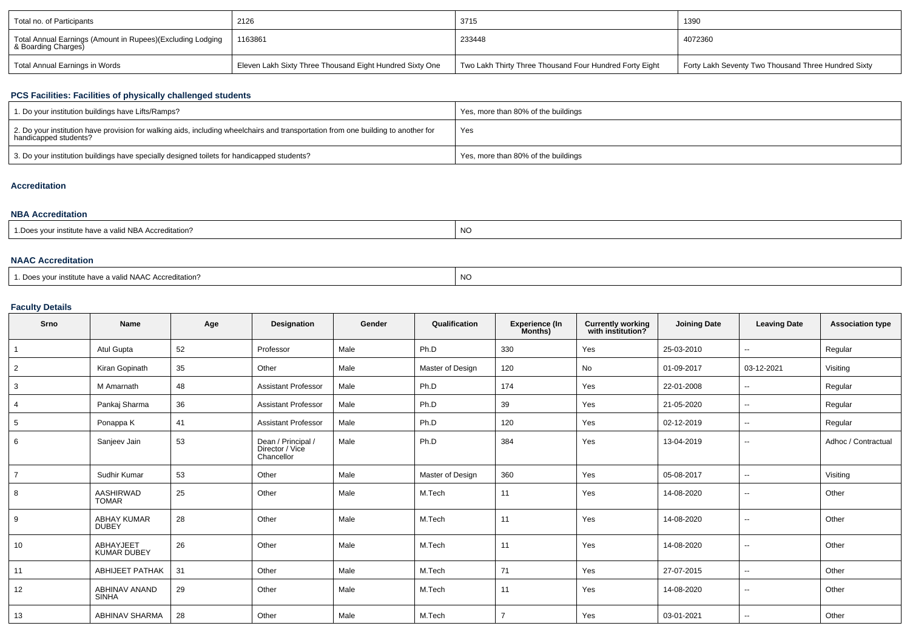| Total no. of Participants | 2126 | 3715 | 1390 |
|---|---|---|---|
| Total Annual Earnings (Amount in Rupees)(Excluding Lodging & Boarding Charges) | 1163861 | 233448 | 4072360 |
| Total Annual Earnings in Words | Eleven Lakh Sixty Three Thousand Eight Hundred Sixty One | Two Lakh Thirty Three Thousand Four Hundred Forty Eight | Forty Lakh Seventy Two Thousand Three Hundred Sixty |

### PCS Facilities: Facilities of physically challenged students

| 1. Do your institution buildings have Lifts/Ramps? | Yes, more than 80% of the buildings |
|---|---|
| 2. Do your institution have provision for walking aids, including wheelchairs and transportation from one building to another for handicapped students? | Yes |
| 3. Do your institution buildings have specially designed toilets for handicapped students? | Yes, more than 80% of the buildings |

### Accreditation

### NBA Accreditation

| 1.Does your institute have a valid NBA Accreditation? | NO |
|---|---|

### NAAC Accreditation

| 1. Does your institute have a valid NAAC Accreditation? | NO |
|---|---|

### Faculty Details

| Srno | Name | Age | Designation | Gender | Qualification | Experience (In Months) | Currently working with institution? | Joining Date | Leaving Date | Association type |
|---|---|---|---|---|---|---|---|---|---|---|
| 1 | Atul Gupta | 52 | Professor | Male | Ph.D | 330 | Yes | 25-03-2010 | -- | Regular |
| 2 | Kiran Gopinath | 35 | Other | Male | Master of Design | 120 | No | 01-09-2017 | 03-12-2021 | Visiting |
| 3 | M Amarnath | 48 | Assistant Professor | Male | Ph.D | 174 | Yes | 22-01-2008 | -- | Regular |
| 4 | Pankaj Sharma | 36 | Assistant Professor | Male | Ph.D | 39 | Yes | 21-05-2020 | -- | Regular |
| 5 | Ponappa K | 41 | Assistant Professor | Male | Ph.D | 120 | Yes | 02-12-2019 | -- | Regular |
| 6 | Sanjeev Jain | 53 | Dean / Principal / Director / Vice Chancellor | Male | Ph.D | 384 | Yes | 13-04-2019 | -- | Adhoc / Contractual |
| 7 | Sudhir Kumar | 53 | Other | Male | Master of Design | 360 | Yes | 05-08-2017 | -- | Visiting |
| 8 | AASHIRWAD TOMAR | 25 | Other | Male | M.Tech | 11 | Yes | 14-08-2020 | -- | Other |
| 9 | ABHAY KUMAR DUBEY | 28 | Other | Male | M.Tech | 11 | Yes | 14-08-2020 | -- | Other |
| 10 | ABHAYJEET KUMAR DUBEY | 26 | Other | Male | M.Tech | 11 | Yes | 14-08-2020 | -- | Other |
| 11 | ABHIJEET PATHAK | 31 | Other | Male | M.Tech | 71 | Yes | 27-07-2015 | -- | Other |
| 12 | ABHINAV ANAND SINHA | 29 | Other | Male | M.Tech | 11 | Yes | 14-08-2020 | -- | Other |
| 13 | ABHINAV SHARMA | 28 | Other | Male | M.Tech | 7 | Yes | 03-01-2021 | -- | Other |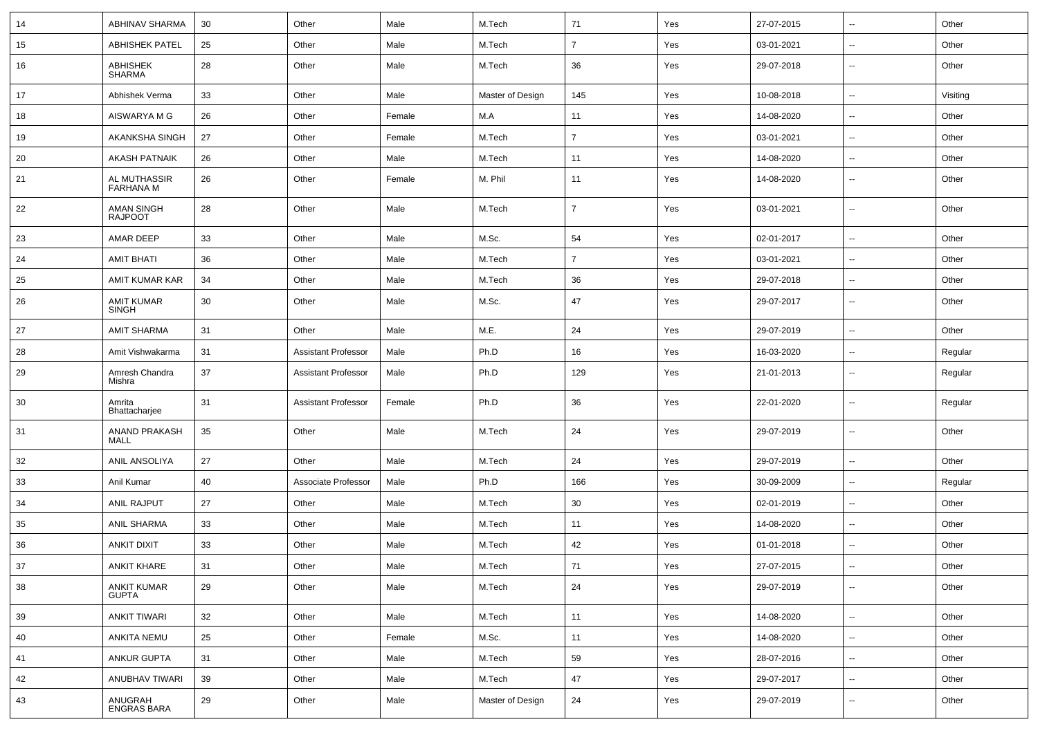| | | | | | | | | | | |
|---|---|---|---|---|---|---|---|---|---|---|
| 14 | ABHINAV SHARMA | 30 | Other | Male | M.Tech | 71 | Yes | 27-07-2015 | -- | Other |
| 15 | ABHISHEK PATEL | 25 | Other | Male | M.Tech | 7 | Yes | 03-01-2021 | -- | Other |
| 16 | ABHISHEK SHARMA | 28 | Other | Male | M.Tech | 36 | Yes | 29-07-2018 | -- | Other |
| 17 | Abhishek Verma | 33 | Other | Male | Master of Design | 145 | Yes | 10-08-2018 | -- | Visiting |
| 18 | AISWARYA M G | 26 | Other | Female | M.A | 11 | Yes | 14-08-2020 | -- | Other |
| 19 | AKANKSHA SINGH | 27 | Other | Female | M.Tech | 7 | Yes | 03-01-2021 | -- | Other |
| 20 | AKASH PATNAIK | 26 | Other | Male | M.Tech | 11 | Yes | 14-08-2020 | -- | Other |
| 21 | AL MUTHASSIR FARHANA M | 26 | Other | Female | M. Phil | 11 | Yes | 14-08-2020 | -- | Other |
| 22 | AMAN SINGH RAJPOOT | 28 | Other | Male | M.Tech | 7 | Yes | 03-01-2021 | -- | Other |
| 23 | AMAR DEEP | 33 | Other | Male | M.Sc. | 54 | Yes | 02-01-2017 | -- | Other |
| 24 | AMIT BHATI | 36 | Other | Male | M.Tech | 7 | Yes | 03-01-2021 | -- | Other |
| 25 | AMIT KUMAR KAR | 34 | Other | Male | M.Tech | 36 | Yes | 29-07-2018 | -- | Other |
| 26 | AMIT KUMAR SINGH | 30 | Other | Male | M.Sc. | 47 | Yes | 29-07-2017 | -- | Other |
| 27 | AMIT SHARMA | 31 | Other | Male | M.E. | 24 | Yes | 29-07-2019 | -- | Other |
| 28 | Amit Vishwakarma | 31 | Assistant Professor | Male | Ph.D | 16 | Yes | 16-03-2020 | -- | Regular |
| 29 | Amresh Chandra Mishra | 37 | Assistant Professor | Male | Ph.D | 129 | Yes | 21-01-2013 | -- | Regular |
| 30 | Amrita Bhattacharjee | 31 | Assistant Professor | Female | Ph.D | 36 | Yes | 22-01-2020 | -- | Regular |
| 31 | ANAND PRAKASH MALL | 35 | Other | Male | M.Tech | 24 | Yes | 29-07-2019 | -- | Other |
| 32 | ANIL ANSOLIYA | 27 | Other | Male | M.Tech | 24 | Yes | 29-07-2019 | -- | Other |
| 33 | Anil Kumar | 40 | Associate Professor | Male | Ph.D | 166 | Yes | 30-09-2009 | -- | Regular |
| 34 | ANIL RAJPUT | 27 | Other | Male | M.Tech | 30 | Yes | 02-01-2019 | -- | Other |
| 35 | ANIL SHARMA | 33 | Other | Male | M.Tech | 11 | Yes | 14-08-2020 | -- | Other |
| 36 | ANKIT DIXIT | 33 | Other | Male | M.Tech | 42 | Yes | 01-01-2018 | -- | Other |
| 37 | ANKIT KHARE | 31 | Other | Male | M.Tech | 71 | Yes | 27-07-2015 | -- | Other |
| 38 | ANKIT KUMAR GUPTA | 29 | Other | Male | M.Tech | 24 | Yes | 29-07-2019 | -- | Other |
| 39 | ANKIT TIWARI | 32 | Other | Male | M.Tech | 11 | Yes | 14-08-2020 | -- | Other |
| 40 | ANKITA NEMU | 25 | Other | Female | M.Sc. | 11 | Yes | 14-08-2020 | -- | Other |
| 41 | ANKUR GUPTA | 31 | Other | Male | M.Tech | 59 | Yes | 28-07-2016 | -- | Other |
| 42 | ANUBHAV TIWARI | 39 | Other | Male | M.Tech | 47 | Yes | 29-07-2017 | -- | Other |
| 43 | ANUGRAH ENGRAS BARA | 29 | Other | Male | Master of Design | 24 | Yes | 29-07-2019 | -- | Other |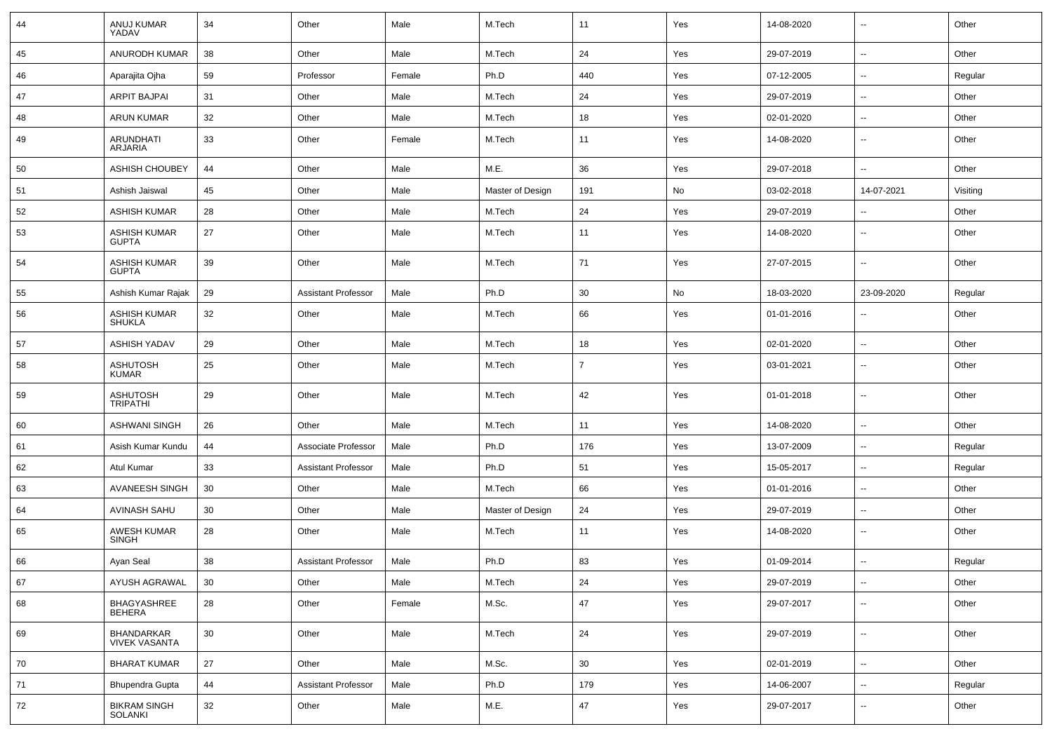| 44 | ANUJ KUMAR YADAV | 34 | Other | Male | M.Tech | 11 | Yes | 14-08-2020 | -- | Other |
|---|---|---|---|---|---|---|---|---|---|---|
| 45 | ANURODH KUMAR | 38 | Other | Male | M.Tech | 24 | Yes | 29-07-2019 | -- | Other |
| 46 | Aparajita Ojha | 59 | Professor | Female | Ph.D | 440 | Yes | 07-12-2005 | -- | Regular |
| 47 | ARPIT BAJPAI | 31 | Other | Male | M.Tech | 24 | Yes | 29-07-2019 | -- | Other |
| 48 | ARUN KUMAR | 32 | Other | Male | M.Tech | 18 | Yes | 02-01-2020 | -- | Other |
| 49 | ARUNDHATI ARJARIA | 33 | Other | Female | M.Tech | 11 | Yes | 14-08-2020 | -- | Other |
| 50 | ASHISH CHOUBEY | 44 | Other | Male | M.E. | 36 | Yes | 29-07-2018 | -- | Other |
| 51 | Ashish Jaiswal | 45 | Other | Male | Master of Design | 191 | No | 03-02-2018 | 14-07-2021 | Visiting |
| 52 | ASHISH KUMAR | 28 | Other | Male | M.Tech | 24 | Yes | 29-07-2019 | -- | Other |
| 53 | ASHISH KUMAR GUPTA | 27 | Other | Male | M.Tech | 11 | Yes | 14-08-2020 | -- | Other |
| 54 | ASHISH KUMAR GUPTA | 39 | Other | Male | M.Tech | 71 | Yes | 27-07-2015 | -- | Other |
| 55 | Ashish Kumar Rajak | 29 | Assistant Professor | Male | Ph.D | 30 | No | 18-03-2020 | 23-09-2020 | Regular |
| 56 | ASHISH KUMAR SHUKLA | 32 | Other | Male | M.Tech | 66 | Yes | 01-01-2016 | -- | Other |
| 57 | ASHISH YADAV | 29 | Other | Male | M.Tech | 18 | Yes | 02-01-2020 | -- | Other |
| 58 | ASHUTOSH KUMAR | 25 | Other | Male | M.Tech | 7 | Yes | 03-01-2021 | -- | Other |
| 59 | ASHUTOSH TRIPATHI | 29 | Other | Male | M.Tech | 42 | Yes | 01-01-2018 | -- | Other |
| 60 | ASHWANI SINGH | 26 | Other | Male | M.Tech | 11 | Yes | 14-08-2020 | -- | Other |
| 61 | Asish Kumar Kundu | 44 | Associate Professor | Male | Ph.D | 176 | Yes | 13-07-2009 | -- | Regular |
| 62 | Atul Kumar | 33 | Assistant Professor | Male | Ph.D | 51 | Yes | 15-05-2017 | -- | Regular |
| 63 | AVANEESH SINGH | 30 | Other | Male | M.Tech | 66 | Yes | 01-01-2016 | -- | Other |
| 64 | AVINASH SAHU | 30 | Other | Male | Master of Design | 24 | Yes | 29-07-2019 | -- | Other |
| 65 | AWESH KUMAR SINGH | 28 | Other | Male | M.Tech | 11 | Yes | 14-08-2020 | -- | Other |
| 66 | Ayan Seal | 38 | Assistant Professor | Male | Ph.D | 83 | Yes | 01-09-2014 | -- | Regular |
| 67 | AYUSH AGRAWAL | 30 | Other | Male | M.Tech | 24 | Yes | 29-07-2019 | -- | Other |
| 68 | BHAGYASHREE BEHERA | 28 | Other | Female | M.Sc. | 47 | Yes | 29-07-2017 | -- | Other |
| 69 | BHANDARKAR VIVEK VASANTA | 30 | Other | Male | M.Tech | 24 | Yes | 29-07-2019 | -- | Other |
| 70 | BHARAT KUMAR | 27 | Other | Male | M.Sc. | 30 | Yes | 02-01-2019 | -- | Other |
| 71 | Bhupendra Gupta | 44 | Assistant Professor | Male | Ph.D | 179 | Yes | 14-06-2007 | -- | Regular |
| 72 | BIKRAM SINGH SOLANKI | 32 | Other | Male | M.E. | 47 | Yes | 29-07-2017 | -- | Other |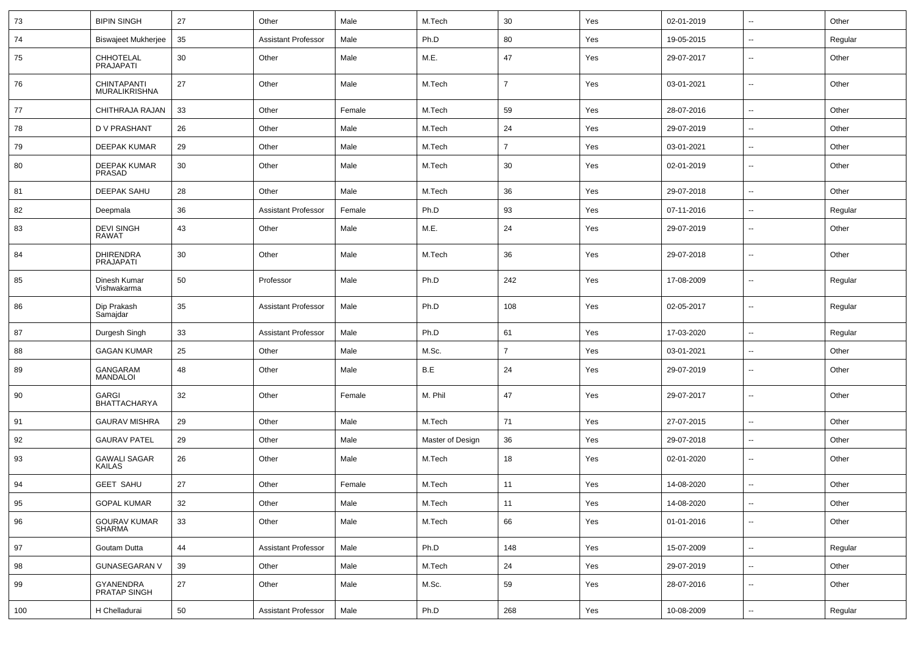| 73 | BIPIN SINGH | 27 | Other | Male | M.Tech | 30 | Yes | 02-01-2019 | -- | Other |
|---|---|---|---|---|---|---|---|---|---|---|
| 74 | Biswajeet Mukherjee | 35 | Assistant Professor | Male | Ph.D | 80 | Yes | 19-05-2015 | -- | Regular |
| 75 | CHHOTELAL PRAJAPATI | 30 | Other | Male | M.E. | 47 | Yes | 29-07-2017 | -- | Other |
| 76 | CHINTAPANTI MURALIKRISHNA | 27 | Other | Male | M.Tech | 7 | Yes | 03-01-2021 | -- | Other |
| 77 | CHITHRAJA RAJAN | 33 | Other | Female | M.Tech | 59 | Yes | 28-07-2016 | -- | Other |
| 78 | D V PRASHANT | 26 | Other | Male | M.Tech | 24 | Yes | 29-07-2019 | -- | Other |
| 79 | DEEPAK KUMAR | 29 | Other | Male | M.Tech | 7 | Yes | 03-01-2021 | -- | Other |
| 80 | DEEPAK KUMAR PRASAD | 30 | Other | Male | M.Tech | 30 | Yes | 02-01-2019 | -- | Other |
| 81 | DEEPAK SAHU | 28 | Other | Male | M.Tech | 36 | Yes | 29-07-2018 | -- | Other |
| 82 | Deepmala | 36 | Assistant Professor | Female | Ph.D | 93 | Yes | 07-11-2016 | -- | Regular |
| 83 | DEVI SINGH RAWAT | 43 | Other | Male | M.E. | 24 | Yes | 29-07-2019 | -- | Other |
| 84 | DHIRENDRA PRAJAPATI | 30 | Other | Male | M.Tech | 36 | Yes | 29-07-2018 | -- | Other |
| 85 | Dinesh Kumar Vishwakarma | 50 | Professor | Male | Ph.D | 242 | Yes | 17-08-2009 | -- | Regular |
| 86 | Dip Prakash Samajdar | 35 | Assistant Professor | Male | Ph.D | 108 | Yes | 02-05-2017 | -- | Regular |
| 87 | Durgesh Singh | 33 | Assistant Professor | Male | Ph.D | 61 | Yes | 17-03-2020 | -- | Regular |
| 88 | GAGAN KUMAR | 25 | Other | Male | M.Sc. | 7 | Yes | 03-01-2021 | -- | Other |
| 89 | GANGARAM MANDALOI | 48 | Other | Male | B.E | 24 | Yes | 29-07-2019 | -- | Other |
| 90 | GARGI BHATTACHARYA | 32 | Other | Female | M. Phil | 47 | Yes | 29-07-2017 | -- | Other |
| 91 | GAURAV MISHRA | 29 | Other | Male | M.Tech | 71 | Yes | 27-07-2015 | -- | Other |
| 92 | GAURAV PATEL | 29 | Other | Male | Master of Design | 36 | Yes | 29-07-2018 | -- | Other |
| 93 | GAWALI SAGAR KAILAS | 26 | Other | Male | M.Tech | 18 | Yes | 02-01-2020 | -- | Other |
| 94 | GEET SAHU | 27 | Other | Female | M.Tech | 11 | Yes | 14-08-2020 | -- | Other |
| 95 | GOPAL KUMAR | 32 | Other | Male | M.Tech | 11 | Yes | 14-08-2020 | -- | Other |
| 96 | GOURAV KUMAR SHARMA | 33 | Other | Male | M.Tech | 66 | Yes | 01-01-2016 | -- | Other |
| 97 | Goutam Dutta | 44 | Assistant Professor | Male | Ph.D | 148 | Yes | 15-07-2009 | -- | Regular |
| 98 | GUNASEGARAN V | 39 | Other | Male | M.Tech | 24 | Yes | 29-07-2019 | -- | Other |
| 99 | GYANENDRA PRATAP SINGH | 27 | Other | Male | M.Sc. | 59 | Yes | 28-07-2016 | -- | Other |
| 100 | H Chelladurai | 50 | Assistant Professor | Male | Ph.D | 268 | Yes | 10-08-2009 | -- | Regular |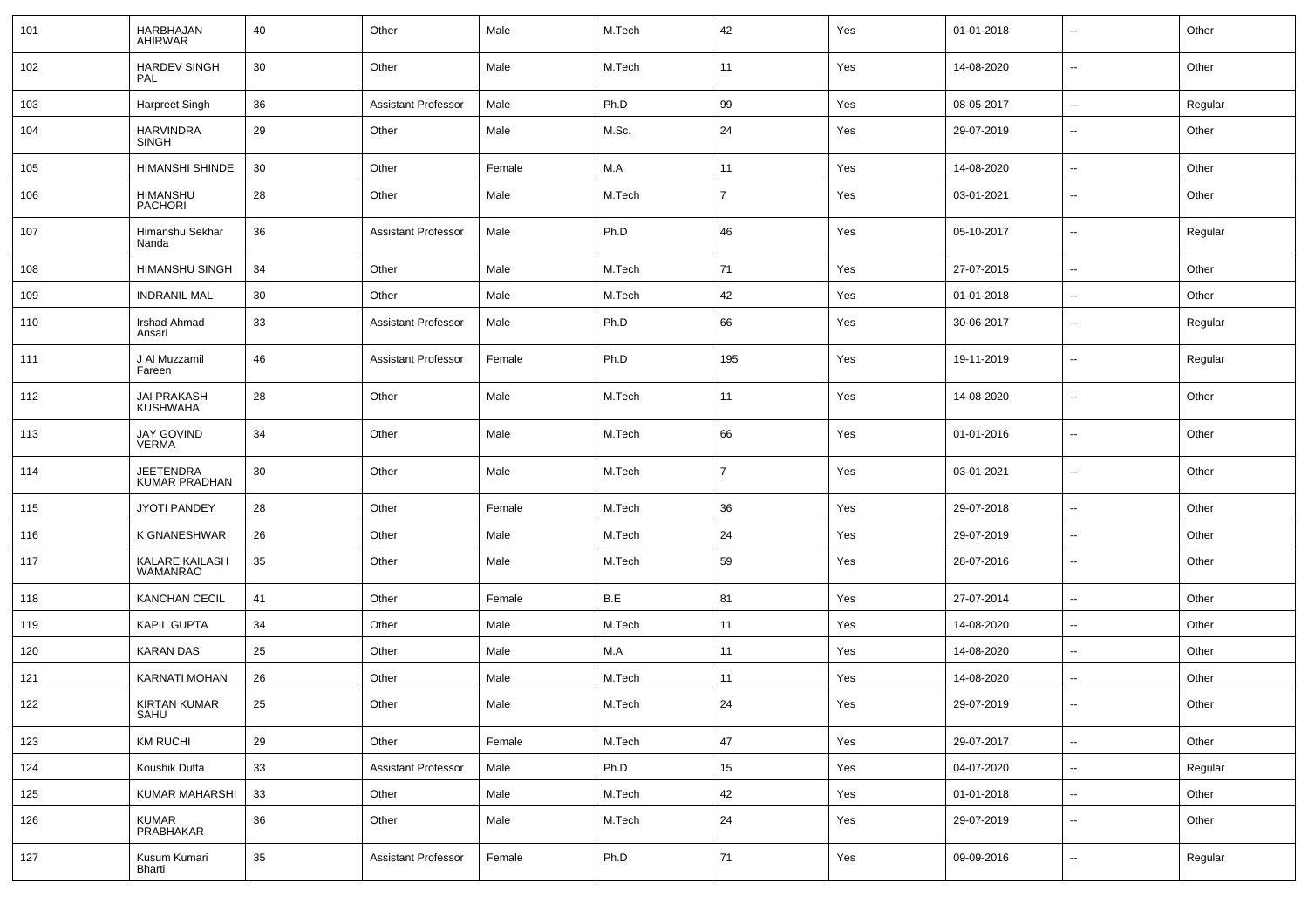| 101 | HARBHAJAN AHIRWAR | 40 | Other | Male | M.Tech | 42 | Yes | 01-01-2018 | -- | Other |
|---|---|---|---|---|---|---|---|---|---|---|
| 102 | HARDEV SINGH PAL | 30 | Other | Male | M.Tech | 11 | Yes | 14-08-2020 | -- | Other |
| 103 | Harpreet Singh | 36 | Assistant Professor | Male | Ph.D | 99 | Yes | 08-05-2017 | -- | Regular |
| 104 | HARVINDRA SINGH | 29 | Other | Male | M.Sc. | 24 | Yes | 29-07-2019 | -- | Other |
| 105 | HIMANSHI SHINDE | 30 | Other | Female | M.A | 11 | Yes | 14-08-2020 | -- | Other |
| 106 | HIMANSHU PACHORI | 28 | Other | Male | M.Tech | 7 | Yes | 03-01-2021 | -- | Other |
| 107 | Himanshu Sekhar Nanda | 36 | Assistant Professor | Male | Ph.D | 46 | Yes | 05-10-2017 | -- | Regular |
| 108 | HIMANSHU SINGH | 34 | Other | Male | M.Tech | 71 | Yes | 27-07-2015 | -- | Other |
| 109 | INDRANIL MAL | 30 | Other | Male | M.Tech | 42 | Yes | 01-01-2018 | -- | Other |
| 110 | Irshad Ahmad Ansari | 33 | Assistant Professor | Male | Ph.D | 66 | Yes | 30-06-2017 | -- | Regular |
| 111 | J Al Muzzamil Fareen | 46 | Assistant Professor | Female | Ph.D | 195 | Yes | 19-11-2019 | -- | Regular |
| 112 | JAI PRAKASH KUSHWAHA | 28 | Other | Male | M.Tech | 11 | Yes | 14-08-2020 | -- | Other |
| 113 | JAY GOVIND VERMA | 34 | Other | Male | M.Tech | 66 | Yes | 01-01-2016 | -- | Other |
| 114 | JEETENDRA KUMAR PRADHAN | 30 | Other | Male | M.Tech | 7 | Yes | 03-01-2021 | -- | Other |
| 115 | JYOTI PANDEY | 28 | Other | Female | M.Tech | 36 | Yes | 29-07-2018 | -- | Other |
| 116 | K GNANESHWAR | 26 | Other | Male | M.Tech | 24 | Yes | 29-07-2019 | -- | Other |
| 117 | KALARE KAILASH WAMANRAO | 35 | Other | Male | M.Tech | 59 | Yes | 28-07-2016 | -- | Other |
| 118 | KANCHAN CECIL | 41 | Other | Female | B.E | 81 | Yes | 27-07-2014 | -- | Other |
| 119 | KAPIL GUPTA | 34 | Other | Male | M.Tech | 11 | Yes | 14-08-2020 | -- | Other |
| 120 | KARAN DAS | 25 | Other | Male | M.A | 11 | Yes | 14-08-2020 | -- | Other |
| 121 | KARNATI MOHAN | 26 | Other | Male | M.Tech | 11 | Yes | 14-08-2020 | -- | Other |
| 122 | KIRTAN KUMAR SAHU | 25 | Other | Male | M.Tech | 24 | Yes | 29-07-2019 | -- | Other |
| 123 | KM RUCHI | 29 | Other | Female | M.Tech | 47 | Yes | 29-07-2017 | -- | Other |
| 124 | Koushik Dutta | 33 | Assistant Professor | Male | Ph.D | 15 | Yes | 04-07-2020 | -- | Regular |
| 125 | KUMAR MAHARSHI | 33 | Other | Male | M.Tech | 42 | Yes | 01-01-2018 | -- | Other |
| 126 | KUMAR PRABHAKAR | 36 | Other | Male | M.Tech | 24 | Yes | 29-07-2019 | -- | Other |
| 127 | Kusum Kumari Bharti | 35 | Assistant Professor | Female | Ph.D | 71 | Yes | 09-09-2016 | -- | Regular |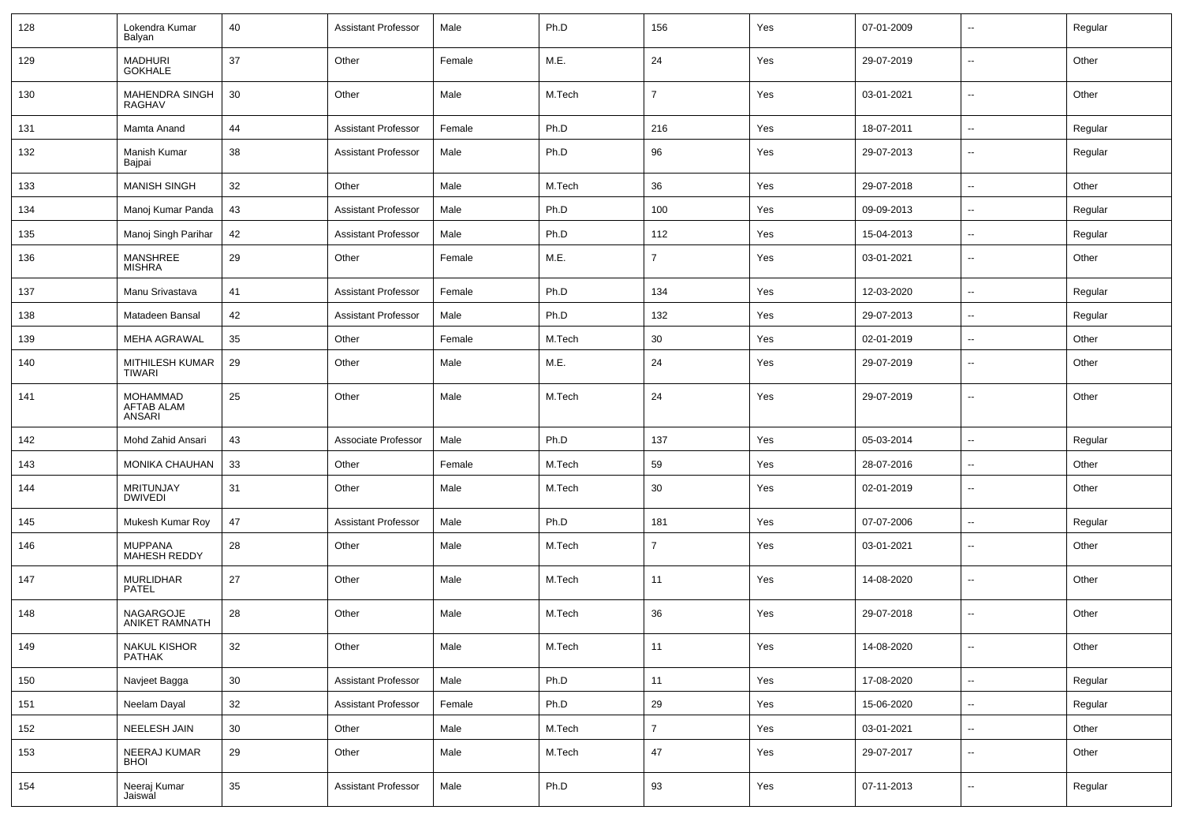| | | | | | | | | | | |
|---|---|---|---|---|---|---|---|---|---|---|
| 128 | Lokendra Kumar Balyan | 40 | Assistant Professor | Male | Ph.D | 156 | Yes | 07-01-2009 | -- | Regular |
| 129 | MADHURI GOKHALE | 37 | Other | Female | M.E. | 24 | Yes | 29-07-2019 | -- | Other |
| 130 | MAHENDRA SINGH RAGHAV | 30 | Other | Male | M.Tech | 7 | Yes | 03-01-2021 | -- | Other |
| 131 | Mamta Anand | 44 | Assistant Professor | Female | Ph.D | 216 | Yes | 18-07-2011 | -- | Regular |
| 132 | Manish Kumar Bajpai | 38 | Assistant Professor | Male | Ph.D | 96 | Yes | 29-07-2013 | -- | Regular |
| 133 | MANISH SINGH | 32 | Other | Male | M.Tech | 36 | Yes | 29-07-2018 | -- | Other |
| 134 | Manoj Kumar Panda | 43 | Assistant Professor | Male | Ph.D | 100 | Yes | 09-09-2013 | -- | Regular |
| 135 | Manoj Singh Parihar | 42 | Assistant Professor | Male | Ph.D | 112 | Yes | 15-04-2013 | -- | Regular |
| 136 | MANSHREE MISHRA | 29 | Other | Female | M.E. | 7 | Yes | 03-01-2021 | -- | Other |
| 137 | Manu Srivastava | 41 | Assistant Professor | Female | Ph.D | 134 | Yes | 12-03-2020 | -- | Regular |
| 138 | Matadeen Bansal | 42 | Assistant Professor | Male | Ph.D | 132 | Yes | 29-07-2013 | -- | Regular |
| 139 | MEHA AGRAWAL | 35 | Other | Female | M.Tech | 30 | Yes | 02-01-2019 | -- | Other |
| 140 | MITHILESH KUMAR TIWARI | 29 | Other | Male | M.E. | 24 | Yes | 29-07-2019 | -- | Other |
| 141 | MOHAMMAD AFTAB ALAM ANSARI | 25 | Other | Male | M.Tech | 24 | Yes | 29-07-2019 | -- | Other |
| 142 | Mohd Zahid Ansari | 43 | Associate Professor | Male | Ph.D | 137 | Yes | 05-03-2014 | -- | Regular |
| 143 | MONIKA CHAUHAN | 33 | Other | Female | M.Tech | 59 | Yes | 28-07-2016 | -- | Other |
| 144 | MRITUNJAY DWIVEDI | 31 | Other | Male | M.Tech | 30 | Yes | 02-01-2019 | -- | Other |
| 145 | Mukesh Kumar Roy | 47 | Assistant Professor | Male | Ph.D | 181 | Yes | 07-07-2006 | -- | Regular |
| 146 | MUPPANA MAHESH REDDY | 28 | Other | Male | M.Tech | 7 | Yes | 03-01-2021 | -- | Other |
| 147 | MURLIDHAR PATEL | 27 | Other | Male | M.Tech | 11 | Yes | 14-08-2020 | -- | Other |
| 148 | NAGARGOJE ANIKET RAMNATH | 28 | Other | Male | M.Tech | 36 | Yes | 29-07-2018 | -- | Other |
| 149 | NAKUL KISHOR PATHAK | 32 | Other | Male | M.Tech | 11 | Yes | 14-08-2020 | -- | Other |
| 150 | Navjeet Bagga | 30 | Assistant Professor | Male | Ph.D | 11 | Yes | 17-08-2020 | -- | Regular |
| 151 | Neelam Dayal | 32 | Assistant Professor | Female | Ph.D | 29 | Yes | 15-06-2020 | -- | Regular |
| 152 | NEELESH JAIN | 30 | Other | Male | M.Tech | 7 | Yes | 03-01-2021 | -- | Other |
| 153 | NEERAJ KUMAR BHOI | 29 | Other | Male | M.Tech | 47 | Yes | 29-07-2017 | -- | Other |
| 154 | Neeraj Kumar Jaiswal | 35 | Assistant Professor | Male | Ph.D | 93 | Yes | 07-11-2013 | -- | Regular |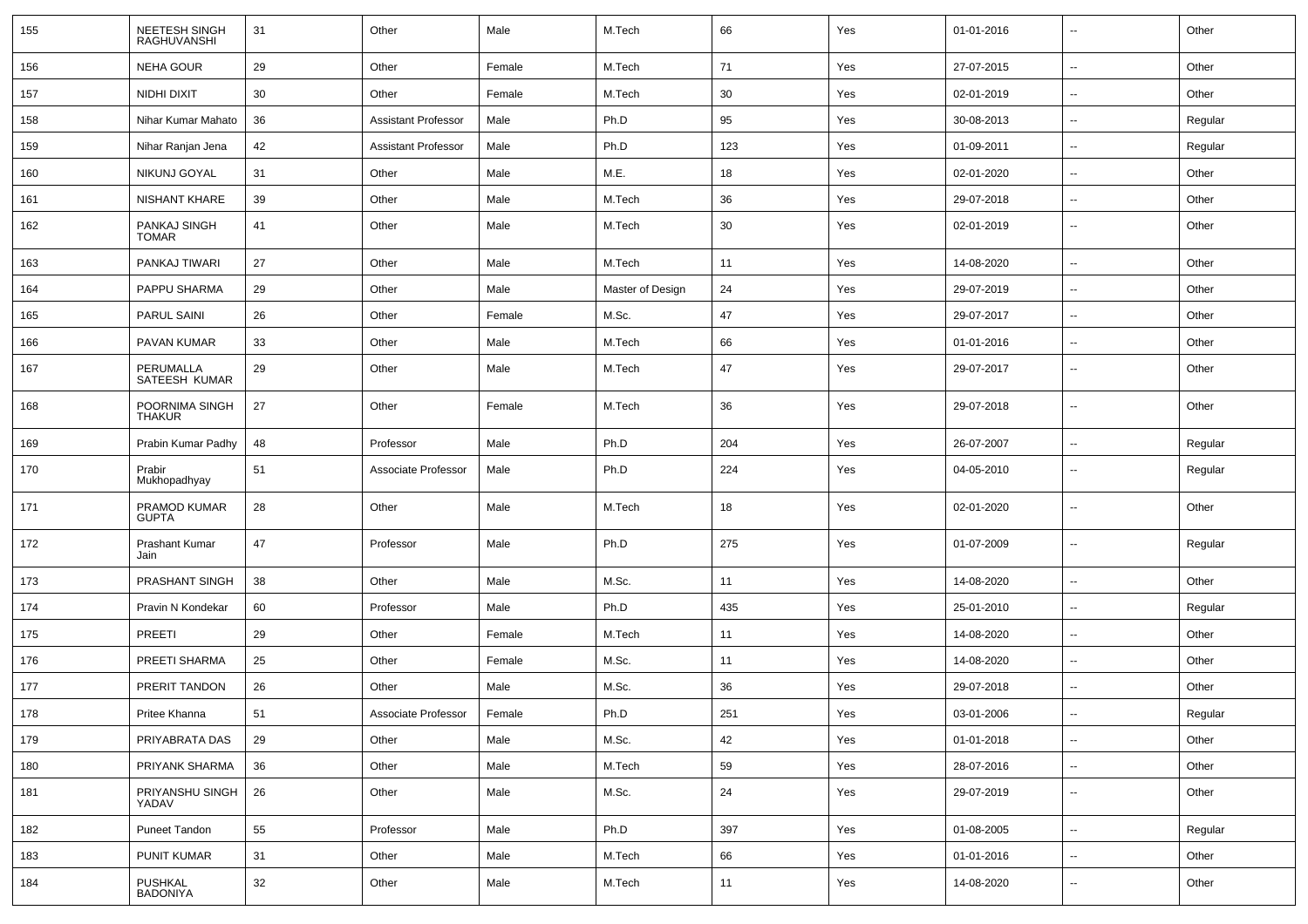| | | | | | | | | | | |
|---|---|---|---|---|---|---|---|---|---|---|
| 155 | NEETESH SINGH RAGHUVANSHI | 31 | Other | Male | M.Tech | 66 | Yes | 01-01-2016 | -- | Other |
| 156 | NEHA GOUR | 29 | Other | Female | M.Tech | 71 | Yes | 27-07-2015 | -- | Other |
| 157 | NIDHI DIXIT | 30 | Other | Female | M.Tech | 30 | Yes | 02-01-2019 | -- | Other |
| 158 | Nihar Kumar Mahato | 36 | Assistant Professor | Male | Ph.D | 95 | Yes | 30-08-2013 | -- | Regular |
| 159 | Nihar Ranjan Jena | 42 | Assistant Professor | Male | Ph.D | 123 | Yes | 01-09-2011 | -- | Regular |
| 160 | NIKUNJ GOYAL | 31 | Other | Male | M.E. | 18 | Yes | 02-01-2020 | -- | Other |
| 161 | NISHANT KHARE | 39 | Other | Male | M.Tech | 36 | Yes | 29-07-2018 | -- | Other |
| 162 | PANKAJ SINGH TOMAR | 41 | Other | Male | M.Tech | 30 | Yes | 02-01-2019 | -- | Other |
| 163 | PANKAJ TIWARI | 27 | Other | Male | M.Tech | 11 | Yes | 14-08-2020 | -- | Other |
| 164 | PAPPU SHARMA | 29 | Other | Male | Master of Design | 24 | Yes | 29-07-2019 | -- | Other |
| 165 | PARUL SAINI | 26 | Other | Female | M.Sc. | 47 | Yes | 29-07-2017 | -- | Other |
| 166 | PAVAN KUMAR | 33 | Other | Male | M.Tech | 66 | Yes | 01-01-2016 | -- | Other |
| 167 | PERUMALLA SATEESH KUMAR | 29 | Other | Male | M.Tech | 47 | Yes | 29-07-2017 | -- | Other |
| 168 | POORNIMA SINGH THAKUR | 27 | Other | Female | M.Tech | 36 | Yes | 29-07-2018 | -- | Other |
| 169 | Prabin Kumar Padhy | 48 | Professor | Male | Ph.D | 204 | Yes | 26-07-2007 | -- | Regular |
| 170 | Prabir Mukhopadhyay | 51 | Associate Professor | Male | Ph.D | 224 | Yes | 04-05-2010 | -- | Regular |
| 171 | PRAMOD KUMAR GUPTA | 28 | Other | Male | M.Tech | 18 | Yes | 02-01-2020 | -- | Other |
| 172 | Prashant Kumar Jain | 47 | Professor | Male | Ph.D | 275 | Yes | 01-07-2009 | -- | Regular |
| 173 | PRASHANT SINGH | 38 | Other | Male | M.Sc. | 11 | Yes | 14-08-2020 | -- | Other |
| 174 | Pravin N Kondekar | 60 | Professor | Male | Ph.D | 435 | Yes | 25-01-2010 | -- | Regular |
| 175 | PREETI | 29 | Other | Female | M.Tech | 11 | Yes | 14-08-2020 | -- | Other |
| 176 | PREETI SHARMA | 25 | Other | Female | M.Sc. | 11 | Yes | 14-08-2020 | -- | Other |
| 177 | PRERIT TANDON | 26 | Other | Male | M.Sc. | 36 | Yes | 29-07-2018 | -- | Other |
| 178 | Pritee Khanna | 51 | Associate Professor | Female | Ph.D | 251 | Yes | 03-01-2006 | -- | Regular |
| 179 | PRIYABRATA DAS | 29 | Other | Male | M.Sc. | 42 | Yes | 01-01-2018 | -- | Other |
| 180 | PRIYANK SHARMA | 36 | Other | Male | M.Tech | 59 | Yes | 28-07-2016 | -- | Other |
| 181 | PRIYANSHU SINGH YADAV | 26 | Other | Male | M.Sc. | 24 | Yes | 29-07-2019 | -- | Other |
| 182 | Puneet Tandon | 55 | Professor | Male | Ph.D | 397 | Yes | 01-08-2005 | -- | Regular |
| 183 | PUNIT KUMAR | 31 | Other | Male | M.Tech | 66 | Yes | 01-01-2016 | -- | Other |
| 184 | PUSHKAL BADONIYA | 32 | Other | Male | M.Tech | 11 | Yes | 14-08-2020 | -- | Other |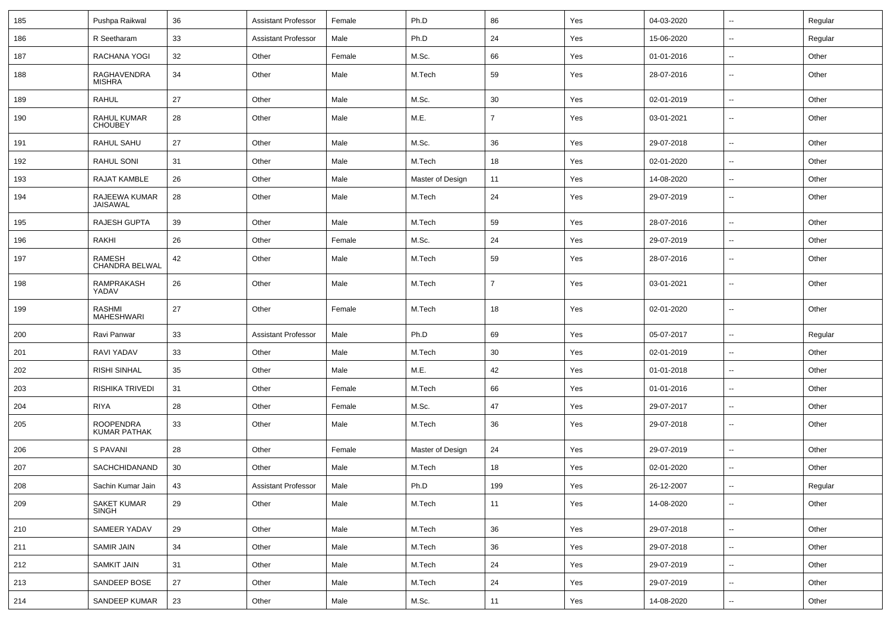| 185 | Pushpa Raikwal | 36 | Assistant Professor | Female | Ph.D | 86 | Yes | 04-03-2020 | -- | Regular |
|---|---|---|---|---|---|---|---|---|---|---|
| 186 | R Seetharam | 33 | Assistant Professor | Male | Ph.D | 24 | Yes | 15-06-2020 | -- | Regular |
| 187 | RACHANA YOGI | 32 | Other | Female | M.Sc. | 66 | Yes | 01-01-2016 | -- | Other |
| 188 | RAGHAVENDRA MISHRA | 34 | Other | Male | M.Tech | 59 | Yes | 28-07-2016 | -- | Other |
| 189 | RAHUL | 27 | Other | Male | M.Sc. | 30 | Yes | 02-01-2019 | -- | Other |
| 190 | RAHUL KUMAR CHOUBEY | 28 | Other | Male | M.E. | 7 | Yes | 03-01-2021 | -- | Other |
| 191 | RAHUL SAHU | 27 | Other | Male | M.Sc. | 36 | Yes | 29-07-2018 | -- | Other |
| 192 | RAHUL SONI | 31 | Other | Male | M.Tech | 18 | Yes | 02-01-2020 | -- | Other |
| 193 | RAJAT KAMBLE | 26 | Other | Male | Master of Design | 11 | Yes | 14-08-2020 | -- | Other |
| 194 | RAJEEWA KUMAR JAISAWAL | 28 | Other | Male | M.Tech | 24 | Yes | 29-07-2019 | -- | Other |
| 195 | RAJESH GUPTA | 39 | Other | Male | M.Tech | 59 | Yes | 28-07-2016 | -- | Other |
| 196 | RAKHI | 26 | Other | Female | M.Sc. | 24 | Yes | 29-07-2019 | -- | Other |
| 197 | RAMESH CHANDRA BELWAL | 42 | Other | Male | M.Tech | 59 | Yes | 28-07-2016 | -- | Other |
| 198 | RAMPRAKASH YADAV | 26 | Other | Male | M.Tech | 7 | Yes | 03-01-2021 | -- | Other |
| 199 | RASHMI MAHESHWARI | 27 | Other | Female | M.Tech | 18 | Yes | 02-01-2020 | -- | Other |
| 200 | Ravi Panwar | 33 | Assistant Professor | Male | Ph.D | 69 | Yes | 05-07-2017 | -- | Regular |
| 201 | RAVI YADAV | 33 | Other | Male | M.Tech | 30 | Yes | 02-01-2019 | -- | Other |
| 202 | RISHI SINHAL | 35 | Other | Male | M.E. | 42 | Yes | 01-01-2018 | -- | Other |
| 203 | RISHIKA TRIVEDI | 31 | Other | Female | M.Tech | 66 | Yes | 01-01-2016 | -- | Other |
| 204 | RIYA | 28 | Other | Female | M.Sc. | 47 | Yes | 29-07-2017 | -- | Other |
| 205 | ROOPENDRA KUMAR PATHAK | 33 | Other | Male | M.Tech | 36 | Yes | 29-07-2018 | -- | Other |
| 206 | S PAVANI | 28 | Other | Female | Master of Design | 24 | Yes | 29-07-2019 | -- | Other |
| 207 | SACHCHIDANAND | 30 | Other | Male | M.Tech | 18 | Yes | 02-01-2020 | -- | Other |
| 208 | Sachin Kumar Jain | 43 | Assistant Professor | Male | Ph.D | 199 | Yes | 26-12-2007 | -- | Regular |
| 209 | SAKET KUMAR SINGH | 29 | Other | Male | M.Tech | 11 | Yes | 14-08-2020 | -- | Other |
| 210 | SAMEER YADAV | 29 | Other | Male | M.Tech | 36 | Yes | 29-07-2018 | -- | Other |
| 211 | SAMIR JAIN | 34 | Other | Male | M.Tech | 36 | Yes | 29-07-2018 | -- | Other |
| 212 | SAMKIT JAIN | 31 | Other | Male | M.Tech | 24 | Yes | 29-07-2019 | -- | Other |
| 213 | SANDEEP BOSE | 27 | Other | Male | M.Tech | 24 | Yes | 29-07-2019 | -- | Other |
| 214 | SANDEEP KUMAR | 23 | Other | Male | M.Sc. | 11 | Yes | 14-08-2020 | -- | Other |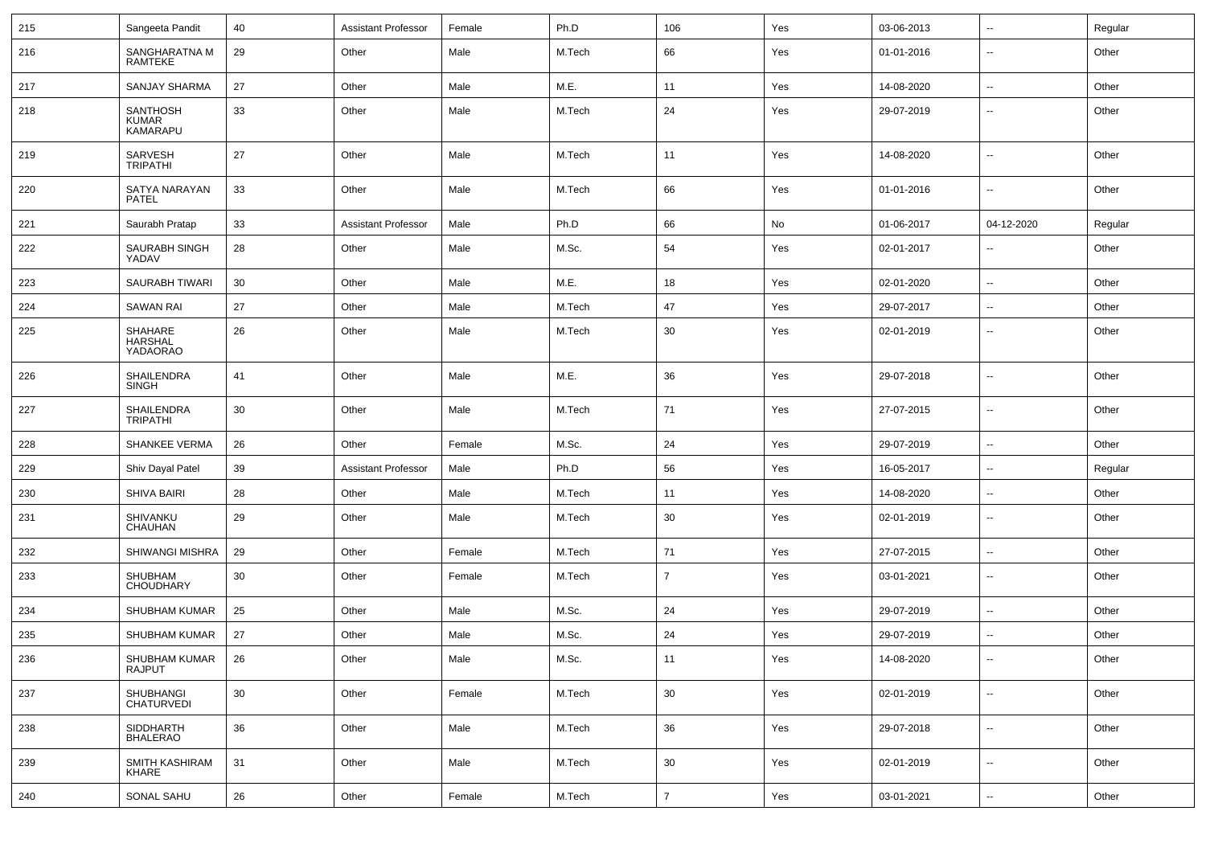| 215 | Sangeeta Pandit | 40 | Assistant Professor | Female | Ph.D | 106 | Yes | 03-06-2013 | -- | Regular |
|---|---|---|---|---|---|---|---|---|---|---|
| 216 | SANGHARATNA M RAMTEKE | 29 | Other | Male | M.Tech | 66 | Yes | 01-01-2016 | -- | Other |
| 217 | SANJAY SHARMA | 27 | Other | Male | M.E. | 11 | Yes | 14-08-2020 | -- | Other |
| 218 | SANTHOSH KUMAR KAMARAPU | 33 | Other | Male | M.Tech | 24 | Yes | 29-07-2019 | -- | Other |
| 219 | SARVESH TRIPATHI | 27 | Other | Male | M.Tech | 11 | Yes | 14-08-2020 | -- | Other |
| 220 | SATYA NARAYAN PATEL | 33 | Other | Male | M.Tech | 66 | Yes | 01-01-2016 | -- | Other |
| 221 | Saurabh Pratap | 33 | Assistant Professor | Male | Ph.D | 66 | No | 01-06-2017 | 04-12-2020 | Regular |
| 222 | SAURABH SINGH YADAV | 28 | Other | Male | M.Sc. | 54 | Yes | 02-01-2017 | -- | Other |
| 223 | SAURABH TIWARI | 30 | Other | Male | M.E. | 18 | Yes | 02-01-2020 | -- | Other |
| 224 | SAWAN RAI | 27 | Other | Male | M.Tech | 47 | Yes | 29-07-2017 | -- | Other |
| 225 | SHAHARE HARSHAL YADAORAO | 26 | Other | Male | M.Tech | 30 | Yes | 02-01-2019 | -- | Other |
| 226 | SHAILENDRA SINGH | 41 | Other | Male | M.E. | 36 | Yes | 29-07-2018 | -- | Other |
| 227 | SHAILENDRA TRIPATHI | 30 | Other | Male | M.Tech | 71 | Yes | 27-07-2015 | -- | Other |
| 228 | SHANKEE VERMA | 26 | Other | Female | M.Sc. | 24 | Yes | 29-07-2019 | -- | Other |
| 229 | Shiv Dayal Patel | 39 | Assistant Professor | Male | Ph.D | 56 | Yes | 16-05-2017 | -- | Regular |
| 230 | SHIVA BAIRI | 28 | Other | Male | M.Tech | 11 | Yes | 14-08-2020 | -- | Other |
| 231 | SHIVANKU CHAUHAN | 29 | Other | Male | M.Tech | 30 | Yes | 02-01-2019 | -- | Other |
| 232 | SHIWANGI MISHRA | 29 | Other | Female | M.Tech | 71 | Yes | 27-07-2015 | -- | Other |
| 233 | SHUBHAM CHOUDHARY | 30 | Other | Female | M.Tech | 7 | Yes | 03-01-2021 | -- | Other |
| 234 | SHUBHAM KUMAR | 25 | Other | Male | M.Sc. | 24 | Yes | 29-07-2019 | -- | Other |
| 235 | SHUBHAM KUMAR | 27 | Other | Male | M.Sc. | 24 | Yes | 29-07-2019 | -- | Other |
| 236 | SHUBHAM KUMAR RAJPUT | 26 | Other | Male | M.Sc. | 11 | Yes | 14-08-2020 | -- | Other |
| 237 | SHUBHANGI CHATURVEDI | 30 | Other | Female | M.Tech | 30 | Yes | 02-01-2019 | -- | Other |
| 238 | SIDDHARTH BHALERAO | 36 | Other | Male | M.Tech | 36 | Yes | 29-07-2018 | -- | Other |
| 239 | SMITH KASHIRAM KHARE | 31 | Other | Male | M.Tech | 30 | Yes | 02-01-2019 | -- | Other |
| 240 | SONAL SAHU | 26 | Other | Female | M.Tech | 7 | Yes | 03-01-2021 | -- | Other |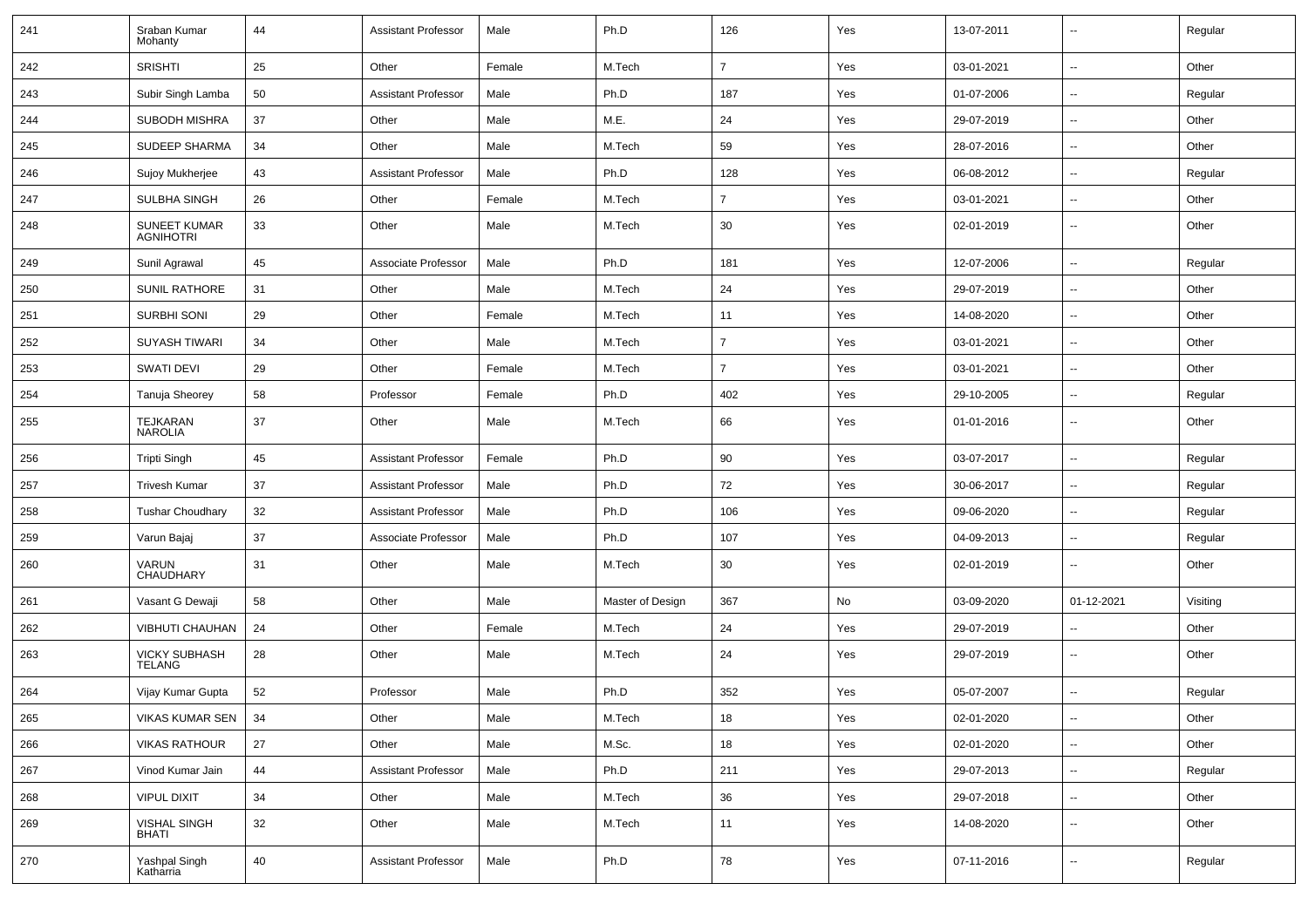| 241 | Sraban Kumar Mohanty | 44 | Assistant Professor | Male | Ph.D | 126 | Yes | 13-07-2011 | -- | Regular |
|---|---|---|---|---|---|---|---|---|---|---|
| 242 | SRISHTI | 25 | Other | Female | M.Tech | 7 | Yes | 03-01-2021 | -- | Other |
| 243 | Subir Singh Lamba | 50 | Assistant Professor | Male | Ph.D | 187 | Yes | 01-07-2006 | -- | Regular |
| 244 | SUBODH MISHRA | 37 | Other | Male | M.E. | 24 | Yes | 29-07-2019 | -- | Other |
| 245 | SUDEEP SHARMA | 34 | Other | Male | M.Tech | 59 | Yes | 28-07-2016 | -- | Other |
| 246 | Sujoy Mukherjee | 43 | Assistant Professor | Male | Ph.D | 128 | Yes | 06-08-2012 | -- | Regular |
| 247 | SULBHA SINGH | 26 | Other | Female | M.Tech | 7 | Yes | 03-01-2021 | -- | Other |
| 248 | SUNEET KUMAR AGNIHOTRI | 33 | Other | Male | M.Tech | 30 | Yes | 02-01-2019 | -- | Other |
| 249 | Sunil Agrawal | 45 | Associate Professor | Male | Ph.D | 181 | Yes | 12-07-2006 | -- | Regular |
| 250 | SUNIL RATHORE | 31 | Other | Male | M.Tech | 24 | Yes | 29-07-2019 | -- | Other |
| 251 | SURBHI SONI | 29 | Other | Female | M.Tech | 11 | Yes | 14-08-2020 | -- | Other |
| 252 | SUYASH TIWARI | 34 | Other | Male | M.Tech | 7 | Yes | 03-01-2021 | -- | Other |
| 253 | SWATI DEVI | 29 | Other | Female | M.Tech | 7 | Yes | 03-01-2021 | -- | Other |
| 254 | Tanuja Sheorey | 58 | Professor | Female | Ph.D | 402 | Yes | 29-10-2005 | -- | Regular |
| 255 | TEJKARAN NAROLIA | 37 | Other | Male | M.Tech | 66 | Yes | 01-01-2016 | -- | Other |
| 256 | Tripti Singh | 45 | Assistant Professor | Female | Ph.D | 90 | Yes | 03-07-2017 | -- | Regular |
| 257 | Trivesh Kumar | 37 | Assistant Professor | Male | Ph.D | 72 | Yes | 30-06-2017 | -- | Regular |
| 258 | Tushar Choudhary | 32 | Assistant Professor | Male | Ph.D | 106 | Yes | 09-06-2020 | -- | Regular |
| 259 | Varun Bajaj | 37 | Associate Professor | Male | Ph.D | 107 | Yes | 04-09-2013 | -- | Regular |
| 260 | VARUN CHAUDHARY | 31 | Other | Male | M.Tech | 30 | Yes | 02-01-2019 | -- | Other |
| 261 | Vasant G Dewaji | 58 | Other | Male | Master of Design | 367 | No | 03-09-2020 | 01-12-2021 | Visiting |
| 262 | VIBHUTI CHAUHAN | 24 | Other | Female | M.Tech | 24 | Yes | 29-07-2019 | -- | Other |
| 263 | VICKY SUBHASH TELANG | 28 | Other | Male | M.Tech | 24 | Yes | 29-07-2019 | -- | Other |
| 264 | Vijay Kumar Gupta | 52 | Professor | Male | Ph.D | 352 | Yes | 05-07-2007 | -- | Regular |
| 265 | VIKAS KUMAR SEN | 34 | Other | Male | M.Tech | 18 | Yes | 02-01-2020 | -- | Other |
| 266 | VIKAS RATHOUR | 27 | Other | Male | M.Sc. | 18 | Yes | 02-01-2020 | -- | Other |
| 267 | Vinod Kumar Jain | 44 | Assistant Professor | Male | Ph.D | 211 | Yes | 29-07-2013 | -- | Regular |
| 268 | VIPUL DIXIT | 34 | Other | Male | M.Tech | 36 | Yes | 29-07-2018 | -- | Other |
| 269 | VISHAL SINGH BHATI | 32 | Other | Male | M.Tech | 11 | Yes | 14-08-2020 | -- | Other |
| 270 | Yashpal Singh Katharria | 40 | Assistant Professor | Male | Ph.D | 78 | Yes | 07-11-2016 | -- | Regular |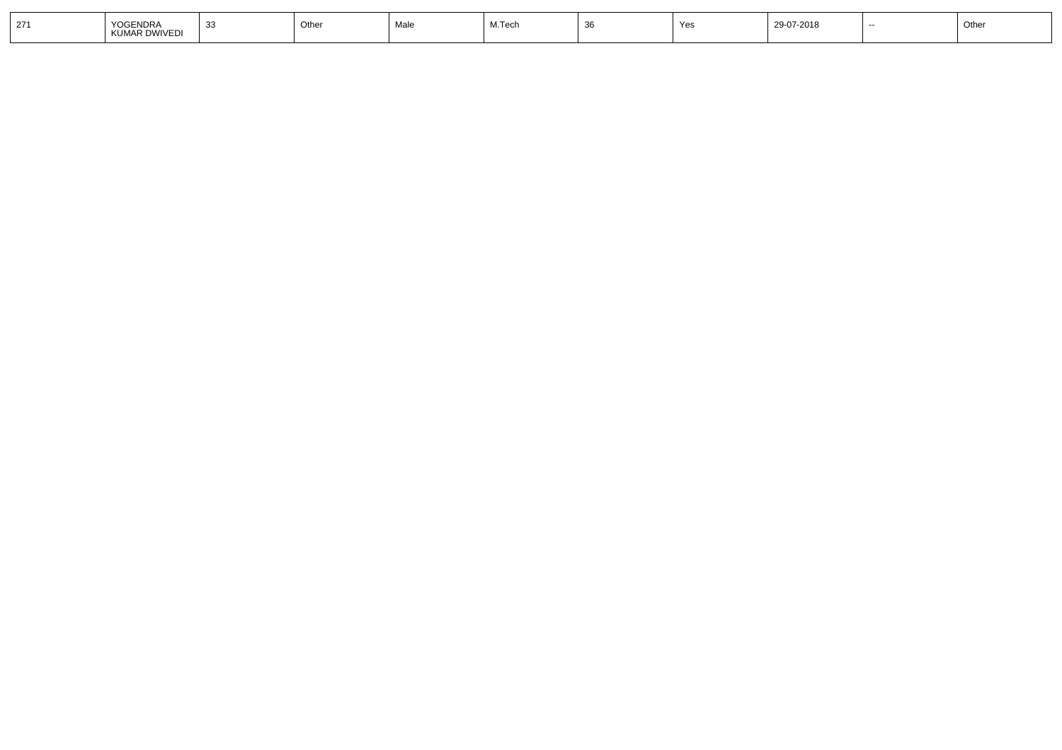| | | | | | | | | | | |
|---|---|---|---|---|---|---|---|---|---|---|
| 271 | YOGENDRA KUMAR DWIVEDI | 33 | Other | Male | M.Tech | 36 | Yes | 29-07-2018 | -- | Other |